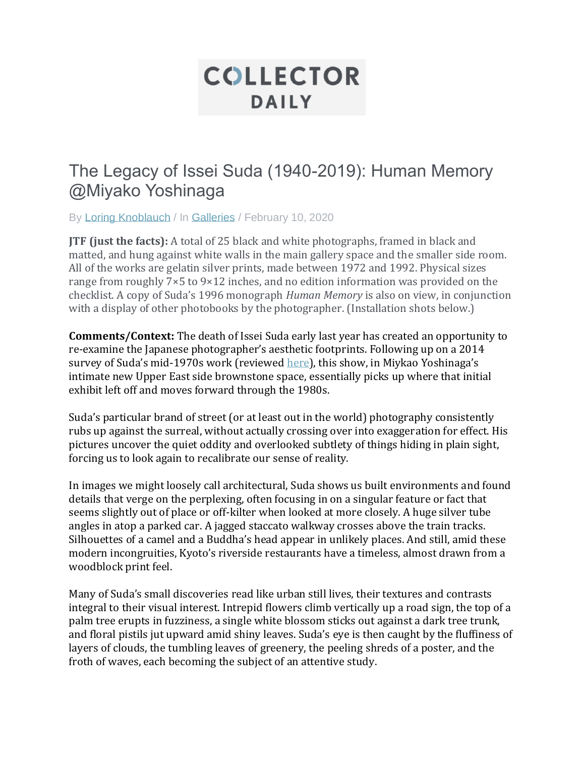# COLLECTOR DAILY

# The Legacy of Issei Suda (1940-2019): Human Memory @Miyako Yoshinaga

By Loring Knoblauch / In Galleries / February 10, 2020

**JTF (just the facts):** A total of 25 black and white photographs, framed in black and matted, and hung against white walls in the main gallery space and the smaller side room. All of the works are gelatin silver prints, made between 1972 and 1992. Physical sizes range from roughly 7×5 to 9×12 inches, and no edition information was provided on the checklist. A copy of Suda's 1996 monograph *Human Memory* is also on view, in conjunction with a display of other photobooks by the photographer. (Installation shots below.)

**Comments/Context:** The death of Issei Suda early last year has created an opportunity to re-examine the Japanese photographer's aesthetic footprints. Following up on a 2014 survey of Suda's mid-1970s work (reviewed here), this show, in Miykao Yoshinaga's intimate new Upper East side brownstone space, essentially picks up where that initial exhibit left off and moves forward through the 1980s.

Suda's particular brand of street (or at least out in the world) photography consistently rubs up against the surreal, without actually crossing over into exaggeration for effect. His pictures uncover the quiet oddity and overlooked subtlety of things hiding in plain sight, forcing us to look again to recalibrate our sense of reality.

In images we might loosely call architectural, Suda shows us built environments and found details that verge on the perplexing, often focusing in on a singular feature or fact that seems slightly out of place or off-kilter when looked at more closely. A huge silver tube angles in atop a parked car. A jagged staccato walkway crosses above the train tracks. Silhouettes of a camel and a Buddha's head appear in unlikely places. And still, amid these modern incongruities, Kyoto's riverside restaurants have a timeless, almost drawn from a woodblock print feel.

Many of Suda's small discoveries read like urban still lives, their textures and contrasts integral to their visual interest. Intrepid flowers climb vertically up a road sign, the top of a palm tree erupts in fuzziness, a single white blossom sticks out against a dark tree trunk, and floral pistils jut upward amid shiny leaves. Suda's eye is then caught by the fluffiness of layers of clouds, the tumbling leaves of greenery, the peeling shreds of a poster, and the froth of waves, each becoming the subject of an attentive study.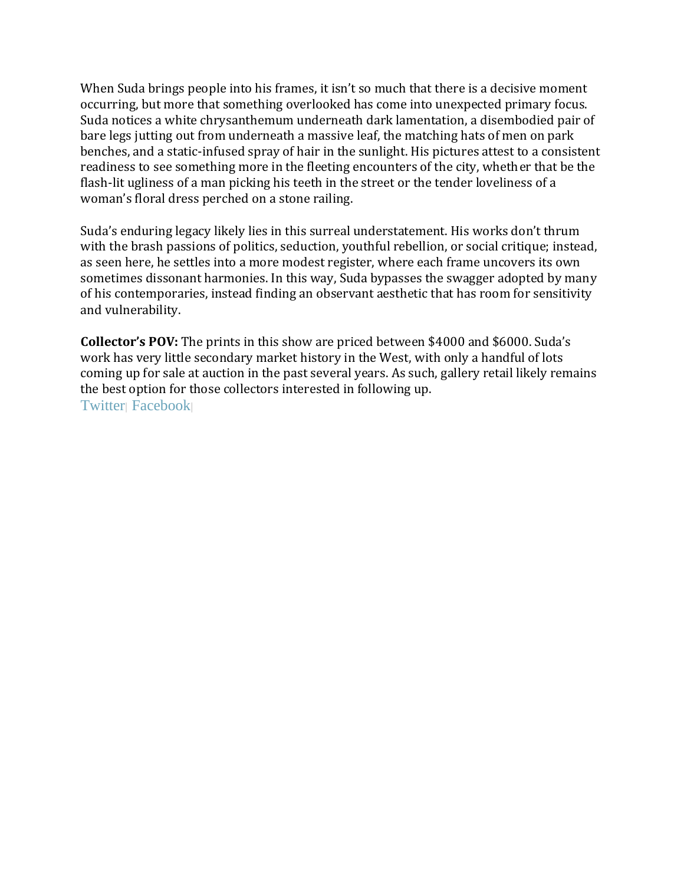When Suda brings people into his frames, it isn't so much that there is a decisive moment occurring, but more that something overlooked has come into unexpected primary focus. Suda notices a white chrysanthemum underneath dark lamentation, a disembodied pair of bare legs jutting out from underneath a massive leaf, the matching hats of men on park benches, and a static-infused spray of hair in the sunlight. His pictures attest to a consistent readiness to see something more in the fleeting encounters of the city, whether that be the flash-lit ugliness of a man picking his teeth in the street or the tender loveliness of a woman's floral dress perched on a stone railing.

Suda's enduring legacy likely lies in this surreal understatement. His works don't thrum with the brash passions of politics, seduction, youthful rebellion, or social critique; instead, as seen here, he settles into a more modest register, where each frame uncovers its own sometimes dissonant harmonies. In this way, Suda bypasses the swagger adopted by many of his contemporaries, instead finding an observant aesthetic that has room for sensitivity and vulnerability.

**Collector's POV:** The prints in this show are priced between $4000 and $6000. Suda's work has very little secondary market history in the West, with only a handful of lots coming up for sale at auction in the past several years. As such, gallery retail likely remains the best option for those collectors interested in following up.

Twitter | Facebook |